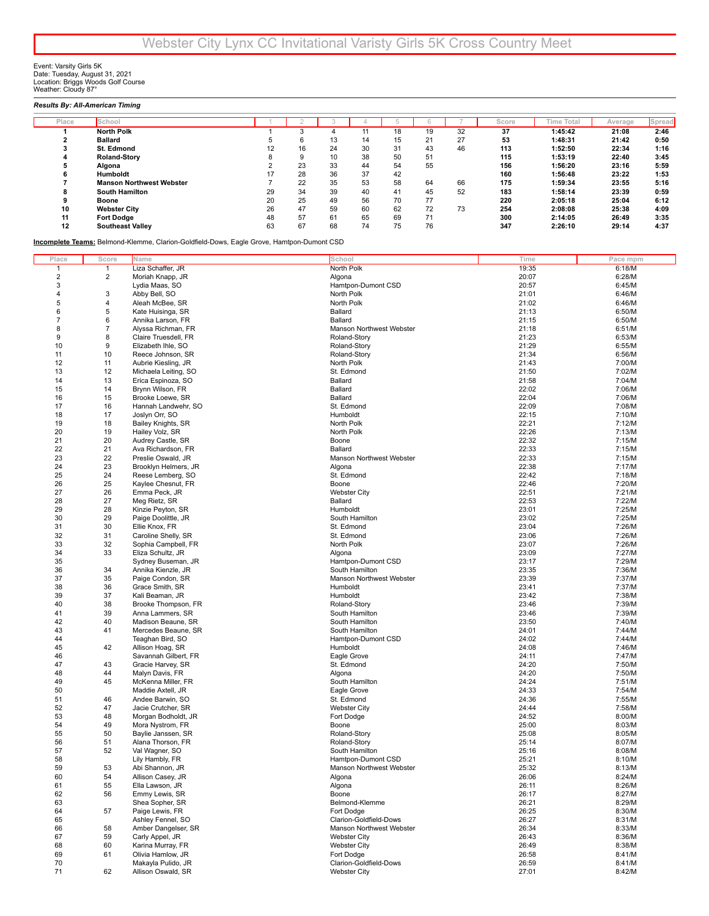# Webster City Lynx CC Invitational Varisty Girls 5K Cross Country Meet

Event: Varsity Girls 5K
Date: Tuesday, August 31, 2021
Location: Briggs Woods Golf Course
Weather: Cloudy 87°

***Results By: All-American Timing***

| Place | School | 1 | 2 | 3 | 4 | 5 | 6 | 7 | Score | Time Total | Average | Spread |
|---|---|---|---|---|---|---|---|---|---|---|---|---|
| **1** | **North Polk** | 1 | 3 | 4 | 11 | 18 | 19 | 32 | **37** | **1:45:42** | **21:08** | **2:46** |
| **2** | **Ballard** | 5 | 6 | 13 | 14 | 15 | 21 | 27 | **53** | **1:48:31** | **21:42** | **0:50** |
| **3** | **St. Edmond** | 12 | 16 | 24 | 30 | 31 | 43 | 46 | **113** | **1:52:50** | **22:34** | **1:16** |
| **4** | **Roland-Story** | 8 | 9 | 10 | 38 | 50 | 51 | | **115** | **1:53:19** | **22:40** | **3:45** |
| **5** | **Algona** | 2 | 23 | 33 | 44 | 54 | 55 | | **156** | **1:56:20** | **23:16** | **5:59** |
| **6** | **Humboldt** | 17 | 28 | 36 | 37 | 42 | | | **160** | **1:56:48** | **23:22** | **1:53** |
| **7** | **Manson Northwest Webster** | 7 | 22 | 35 | 53 | 58 | 64 | 66 | **175** | **1:59:34** | **23:55** | **5:16** |
| **8** | **South Hamilton** | 29 | 34 | 39 | 40 | 41 | 45 | 52 | **183** | **1:58:14** | **23:39** | **0:59** |
| **9** | **Boone** | 20 | 25 | 49 | 56 | 70 | 77 | | **220** | **2:05:18** | **25:04** | **6:12** |
| **10** | **Webster City** | 26 | 47 | 59 | 60 | 62 | 72 | 73 | **254** | **2:08:08** | **25:38** | **4:09** |
| **11** | **Fort Dodge** | 48 | 57 | 61 | 65 | 69 | 71 | | **300** | **2:14:05** | **26:49** | **3:35** |
| **12** | **Southeast Valley** | 63 | 67 | 68 | 74 | 75 | 76 | | **347** | **2:26:10** | **29:14** | **4:37** |

**Incomplete Teams:** Belmond-Klemme, Clarion-Goldfield-Dows, Eagle Grove, Hamtpon-Dumont CSD

| Place | Score | Name | School | Time | Pace mpm |
|---|---|---|---|---|---|
| 1 | 1 | Liza Schaffer, JR | North Polk | 19:35 | 6:18/M |
| 2 | 2 | Moriah Knapp, JR | Algona | 20:07 | 6:28/M |
| 3 | | Lydia Maas, SO | Hamtpon-Dumont CSD | 20:57 | 6:45/M |
| 4 | 3 | Abby Bell, SO | North Polk | 21:01 | 6:46/M |
| 5 | 4 | Aleah McBee, SR | North Polk | 21:02 | 6:46/M |
| 6 | 5 | Kate Huisinga, SR | Ballard | 21:13 | 6:50/M |
| 7 | 6 | Annika Larson, FR | Ballard | 21:15 | 6:50/M |
| 8 | 7 | Alyssa Richman, FR | Manson Northwest Webster | 21:18 | 6:51/M |
| 9 | 8 | Claire Truesdell, FR | Roland-Story | 21:23 | 6:53/M |
| 10 | 9 | Elizabeth Ihle, SO | Roland-Story | 21:29 | 6:55/M |
| 11 | 10 | Reece Johnson, SR | Roland-Story | 21:34 | 6:56/M |
| 12 | 11 | Aubrie Kiesling, JR | North Polk | 21:43 | 7:00/M |
| 13 | 12 | Michaela Leiting, SO | St. Edmond | 21:50 | 7:02/M |
| 14 | 13 | Erica Espinoza, SO | Ballard | 21:58 | 7:04/M |
| 15 | 14 | Brynn Wilson, FR | Ballard | 22:02 | 7:06/M |
| 16 | 15 | Brooke Loewe, SR | Ballard | 22:04 | 7:06/M |
| 17 | 16 | Hannah Landwehr, SO | St. Edmond | 22:09 | 7:08/M |
| 18 | 17 | Joslyn Orr, SO | Humboldt | 22:15 | 7:10/M |
| 19 | 18 | Bailey Knights, SR | North Polk | 22:21 | 7:12/M |
| 20 | 19 | Hailey Volz, SR | North Polk | 22:26 | 7:13/M |
| 21 | 20 | Audrey Castle, SR | Boone | 22:32 | 7:15/M |
| 22 | 21 | Ava Richardson, FR | Ballard | 22:33 | 7:15/M |
| 23 | 22 | Preslie Oswald, JR | Manson Northwest Webster | 22:33 | 7:15/M |
| 24 | 23 | Brooklyn Helmers, JR | Algona | 22:38 | 7:17/M |
| 25 | 24 | Reese Lemberg, SO | St. Edmond | 22:42 | 7:18/M |
| 26 | 25 | Kaylee Chesnut, FR | Boone | 22:46 | 7:20/M |
| 27 | 26 | Emma Peck, JR | Webster City | 22:51 | 7:21/M |
| 28 | 27 | Meg Rietz, SR | Ballard | 22:53 | 7:22/M |
| 29 | 28 | Kinzie Peyton, SR | Humboldt | 23:01 | 7:25/M |
| 30 | 29 | Paige Doolittle, JR | South Hamilton | 23:02 | 7:25/M |
| 31 | 30 | Ellie Knox, FR | St. Edmond | 23:04 | 7:26/M |
| 32 | 31 | Caroline Shelly, SR | St. Edmond | 23:06 | 7:26/M |
| 33 | 32 | Sophia Campbell, FR | North Polk | 23:07 | 7:26/M |
| 34 | 33 | Eliza Schultz, JR | Algona | 23:09 | 7:27/M |
| 35 | | Sydney Buseman, JR | Hamtpon-Dumont CSD | 23:17 | 7:29/M |
| 36 | 34 | Annika Kienzle, JR | South Hamilton | 23:35 | 7:36/M |
| 37 | 35 | Paige Condon, SR | Manson Northwest Webster | 23:39 | 7:37/M |
| 38 | 36 | Grace Smith, SR | Humboldt | 23:41 | 7:37/M |
| 39 | 37 | Kali Beaman, JR | Humboldt | 23:42 | 7:38/M |
| 40 | 38 | Brooke Thompson, FR | Roland-Story | 23:46 | 7:39/M |
| 41 | 39 | Anna Lammers, SR | South Hamilton | 23:46 | 7:39/M |
| 42 | 40 | Madison Beaune, SR | South Hamilton | 23:50 | 7:40/M |
| 43 | 41 | Mercedes Beaune, SR | South Hamilton | 24:01 | 7:44/M |
| 44 | | Teaghan Bird, SO | Hamtpon-Dumont CSD | 24:02 | 7:44/M |
| 45 | 42 | Allison Hoag, SR | Humboldt | 24:08 | 7:46/M |
| 46 | | Savannah Gilbert, FR | Eagle Grove | 24:11 | 7:47/M |
| 47 | 43 | Gracie Harvey, SR | St. Edmond | 24:20 | 7:50/M |
| 48 | 44 | Malyn Davis, FR | Algona | 24:20 | 7:50/M |
| 49 | 45 | McKenna Miller, FR | South Hamilton | 24:24 | 7:51/M |
| 50 | | Maddie Axtell, JR | Eagle Grove | 24:33 | 7:54/M |
| 51 | 46 | Andee Barwin, SO | St. Edmond | 24:36 | 7:55/M |
| 52 | 47 | Jacie Crutcher, SR | Webster City | 24:44 | 7:58/M |
| 53 | 48 | Morgan Bodholdt, JR | Fort Dodge | 24:52 | 8:00/M |
| 54 | 49 | Mora Nystrom, FR | Boone | 25:00 | 8:03/M |
| 55 | 50 | Baylie Janssen, SR | Roland-Story | 25:08 | 8:05/M |
| 56 | 51 | Alana Thorson, FR | Roland-Story | 25:14 | 8:07/M |
| 57 | 52 | Val Wagner, SO | South Hamilton | 25:16 | 8:08/M |
| 58 | | Lily Hambly, FR | Hamtpon-Dumont CSD | 25:21 | 8:10/M |
| 59 | 53 | Abi Shannon, JR | Manson Northwest Webster | 25:32 | 8:13/M |
| 60 | 54 | Allison Casey, JR | Algona | 26:06 | 8:24/M |
| 61 | 55 | Ella Lawson, JR | Algona | 26:11 | 8:26/M |
| 62 | 56 | Emmy Lewis, SR | Boone | 26:17 | 8:27/M |
| 63 | | Shea Sopher, SR | Belmond-Klemme | 26:21 | 8:29/M |
| 64 | 57 | Paige Lewis, FR | Fort Dodge | 26:25 | 8:30/M |
| 65 | | Ashley Fennel, SO | Clarion-Goldfield-Dows | 26:27 | 8:31/M |
| 66 | 58 | Amber Dangelser, SR | Manson Northwest Webster | 26:34 | 8:33/M |
| 67 | 59 | Carly Appel, JR | Webster City | 26:43 | 8:36/M |
| 68 | 60 | Karina Murray, FR | Webster City | 26:49 | 8:38/M |
| 69 | 61 | Olivia Hamlow, JR | Fort Dodge | 26:58 | 8:41/M |
| 70 | | Makayla Pulido, JR | Clarion-Goldfield-Dows | 26:59 | 8:41/M |
| 71 | 62 | Allison Oswald, SR | Webster City | 27:01 | 8:42/M |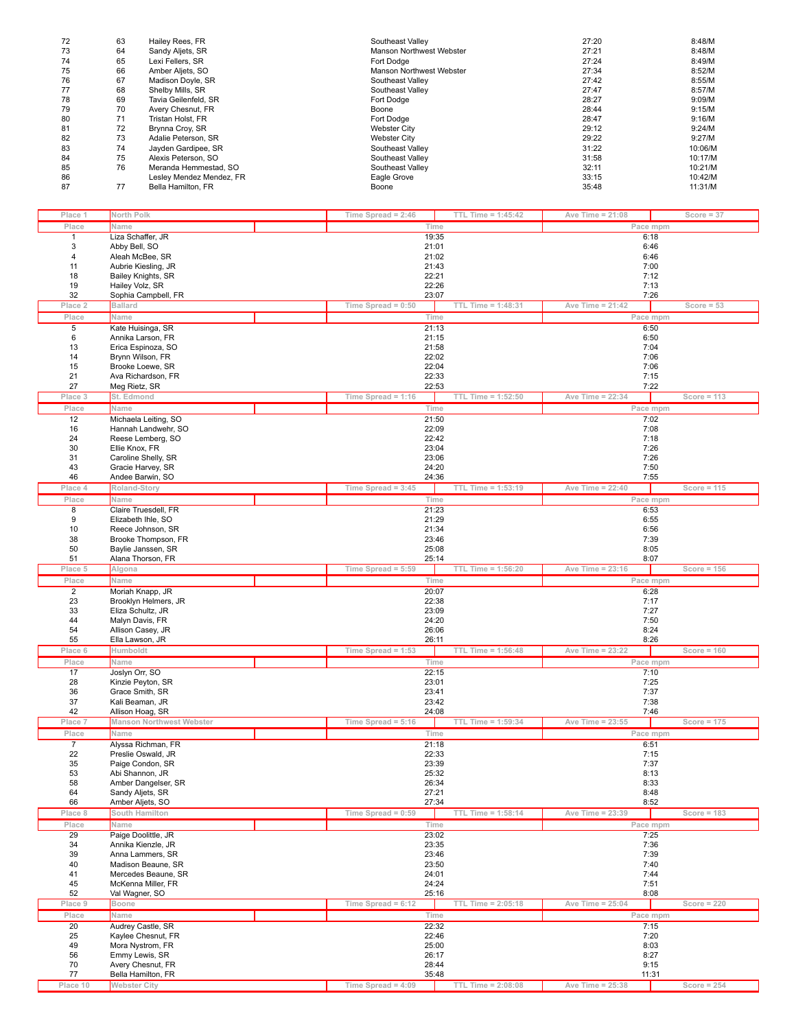| | | | | | |
|---|---|---|---|---|---|
| 72 | 63 | Hailey Rees, FR | Southeast Valley | 27:20 | 8:48/M |
| 73 | 64 | Sandy Aljets, SR | Manson Northwest Webster | 27:21 | 8:48/M |
| 74 | 65 | Lexi Fellers, SR | Fort Dodge | 27:24 | 8:49/M |
| 75 | 66 | Amber Aljets, SO | Manson Northwest Webster | 27:34 | 8:52/M |
| 76 | 67 | Madison Doyle, SR | Southeast Valley | 27:42 | 8:55/M |
| 77 | 68 | Shelby Mills, SR | Southeast Valley | 27:47 | 8:57/M |
| 78 | 69 | Tavia Geilenfeld, SR | Fort Dodge | 28:27 | 9:09/M |
| 79 | 70 | Avery Chesnut, FR | Boone | 28:44 | 9:15/M |
| 80 | 71 | Tristan Holst, FR | Fort Dodge | 28:47 | 9:16/M |
| 81 | 72 | Brynna Croy, SR | Webster City | 29:12 | 9:24/M |
| 82 | 73 | Adalie Peterson, SR | Webster City | 29:22 | 9:27/M |
| 83 | 74 | Jayden Gardipee, SR | Southeast Valley | 31:22 | 10:06/M |
| 84 | 75 | Alexis Peterson, SO | Southeast Valley | 31:58 | 10:17/M |
| 85 | 76 | Meranda Hemmestad, SO | Southeast Valley | 32:11 | 10:21/M |
| 86 | | Lesley Mendez Mendez, FR | Eagle Grove | 33:15 | 10:42/M |
| 87 | 77 | Bella Hamilton, FR | Boone | 35:48 | 11:31/M |

| Place 1 | North Polk | Time Spread = 2:46 | TTL Time = 1:45:42 | Ave Time = 21:08 | Score = 37 |
|---|---|---|---|---|---|
| Place | Name | Time | | Pace mpm | |
| 1 | Liza Schaffer, JR | 19:35 | | 6:18 | |
| 3 | Abby Bell, SO | 21:01 | | 6:46 | |
| 4 | Aleah McBee, SR | 21:02 | | 6:46 | |
| 11 | Aubrie Kiesling, JR | 21:43 | | 7:00 | |
| 18 | Bailey Knights, SR | 22:21 | | 7:12 | |
| 19 | Hailey Volz, SR | 22:26 | | 7:13 | |
| 32 | Sophia Campbell, FR | 23:07 | | 7:26 | |
| Place 2 | Ballard | Time Spread = 0:50 | TTL Time = 1:48:31 | Ave Time = 21:42 | Score = 53 |
| Place | Name | Time | | Pace mpm | |
| 5 | Kate Huisinga, SR | 21:13 | | 6:50 | |
| 6 | Annika Larson, FR | 21:15 | | 6:50 | |
| 13 | Erica Espinoza, SO | 21:58 | | 7:04 | |
| 14 | Brynn Wilson, FR | 22:02 | | 7:06 | |
| 15 | Brooke Loewe, SR | 22:04 | | 7:06 | |
| 21 | Ava Richardson, FR | 22:33 | | 7:15 | |
| 27 | Meg Rietz, SR | 22:53 | | 7:22 | |
| Place 3 | St. Edmond | Time Spread = 1:16 | TTL Time = 1:52:50 | Ave Time = 22:34 | Score = 113 |
| Place | Name | Time | | Pace mpm | |
| 12 | Michaela Leiting, SO | 21:50 | | 7:02 | |
| 16 | Hannah Landwehr, SO | 22:09 | | 7:08 | |
| 24 | Reese Lemberg, SO | 22:42 | | 7:18 | |
| 30 | Ellie Knox, FR | 23:04 | | 7:26 | |
| 31 | Caroline Shelly, SR | 23:06 | | 7:26 | |
| 43 | Gracie Harvey, SR | 24:20 | | 7:50 | |
| 46 | Andee Barwin, SO | 24:36 | | 7:55 | |
| Place 4 | Roland-Story | Time Spread = 3:45 | TTL Time = 1:53:19 | Ave Time = 22:40 | Score = 115 |
| Place | Name | Time | | Pace mpm | |
| 8 | Claire Truesdell, FR | 21:23 | | 6:53 | |
| 9 | Elizabeth Ihle, SO | 21:29 | | 6:55 | |
| 10 | Reece Johnson, SR | 21:34 | | 6:56 | |
| 38 | Brooke Thompson, FR | 23:46 | | 7:39 | |
| 50 | Baylie Janssen, SR | 25:08 | | 8:05 | |
| 51 | Alana Thorson, FR | 25:14 | | 8:07 | |
| Place 5 | Algona | Time Spread = 5:59 | TTL Time = 1:56:20 | Ave Time = 23:16 | Score = 156 |
| Place | Name | Time | | Pace mpm | |
| 2 | Moriah Knapp, JR | 20:07 | | 6:28 | |
| 23 | Brooklyn Helmers, JR | 22:38 | | 7:17 | |
| 33 | Eliza Schultz, JR | 23:09 | | 7:27 | |
| 44 | Malyn Davis, FR | 24:20 | | 7:50 | |
| 54 | Allison Casey, JR | 26:06 | | 8:24 | |
| 55 | Ella Lawson, JR | 26:11 | | 8:26 | |
| Place 6 | Humboldt | Time Spread = 1:53 | TTL Time = 1:56:48 | Ave Time = 23:22 | Score = 160 |
| Place | Name | Time | | Pace mpm | |
| 17 | Joslyn Orr, SO | 22:15 | | 7:10 | |
| 28 | Kinzie Peyton, SR | 23:01 | | 7:25 | |
| 36 | Grace Smith, SR | 23:41 | | 7:37 | |
| 37 | Kali Beaman, JR | 23:42 | | 7:38 | |
| 42 | Allison Hoag, SR | 24:08 | | 7:46 | |
| Place 7 | Manson Northwest Webster | Time Spread = 5:16 | TTL Time = 1:59:34 | Ave Time = 23:55 | Score = 175 |
| Place | Name | Time | | Pace mpm | |
| 7 | Alyssa Richman, FR | 21:18 | | 6:51 | |
| 22 | Preslie Oswald, JR | 22:33 | | 7:15 | |
| 35 | Paige Condon, SR | 23:39 | | 7:37 | |
| 53 | Abi Shannon, JR | 25:32 | | 8:13 | |
| 58 | Amber Dangelser, SR | 26:34 | | 8:33 | |
| 64 | Sandy Aljets, SR | 27:21 | | 8:48 | |
| 66 | Amber Aljets, SO | 27:34 | | 8:52 | |
| Place 8 | South Hamilton | Time Spread = 0:59 | TTL Time = 1:58:14 | Ave Time = 23:39 | Score = 183 |
| Place | Name | Time | | Pace mpm | |
| 29 | Paige Doolittle, JR | 23:02 | | 7:25 | |
| 34 | Annika Kienzle, JR | 23:35 | | 7:36 | |
| 39 | Anna Lammers, SR | 23:46 | | 7:39 | |
| 40 | Madison Beaune, SR | 23:50 | | 7:40 | |
| 41 | Mercedes Beaune, SR | 24:01 | | 7:44 | |
| 45 | McKenna Miller, FR | 24:24 | | 7:51 | |
| 52 | Val Wagner, SO | 25:16 | | 8:08 | |
| Place 9 | Boone | Time Spread = 6:12 | TTL Time = 2:05:18 | Ave Time = 25:04 | Score = 220 |
| Place | Name | Time | | Pace mpm | |
| 20 | Audrey Castle, SR | 22:32 | | 7:15 | |
| 25 | Kaylee Chesnut, FR | 22:46 | | 7:20 | |
| 49 | Mora Nystrom, FR | 25:00 | | 8:03 | |
| 56 | Emmy Lewis, SR | 26:17 | | 8:27 | |
| 70 | Avery Chesnut, FR | 28:44 | | 9:15 | |
| 77 | Bella Hamilton, FR | 35:48 | | 11:31 | |
| Place 10 | Webster City | Time Spread = 4:09 | TTL Time = 2:08:08 | Ave Time = 25:38 | Score = 254 |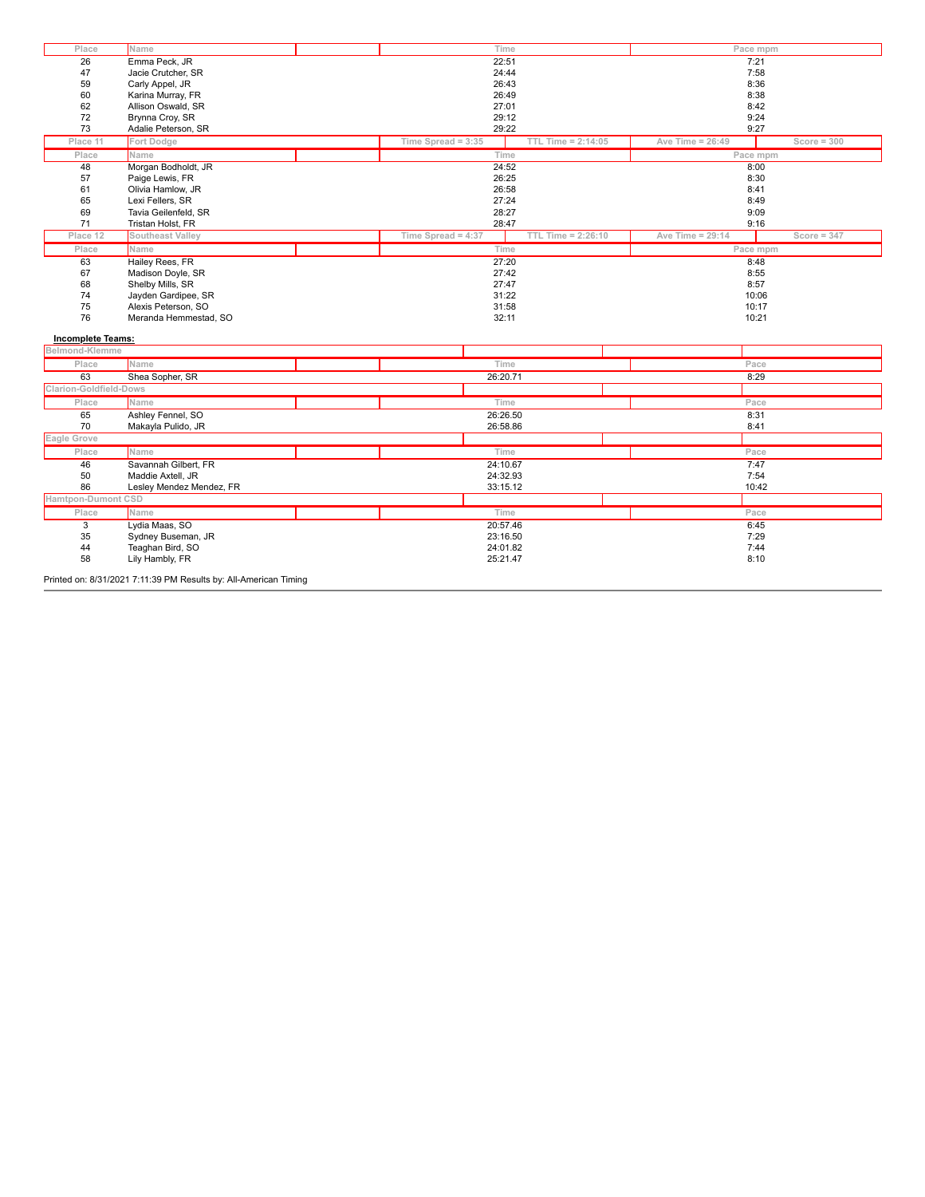| Place | Name | Time | Pace mpm |
|---|---|---|---|
| 26 | Emma Peck, JR | 22:51 | 7:21 |
| 47 | Jacie Crutcher, SR | 24:44 | 7:58 |
| 59 | Carly Appel, JR | 26:43 | 8:36 |
| 60 | Karina Murray, FR | 26:49 | 8:38 |
| 62 | Allison Oswald, SR | 27:01 | 8:42 |
| 72 | Brynna Croy, SR | 29:12 | 9:24 |
| 73 | Adalie Peterson, SR | 29:22 | 9:27 |

| Place 11 | Fort Dodge | Time Spread = 3:35 | TTL Time = 2:14:05 | Ave Time = 26:49 | Score = 300 |
|---|---|---|---|---|---|

| Place | Name | Time | Pace mpm |
|---|---|---|---|
| 48 | Morgan Bodholdt, JR | 24:52 | 8:00 |
| 57 | Paige Lewis, FR | 26:25 | 8:30 |
| 61 | Olivia Hamlow, JR | 26:58 | 8:41 |
| 65 | Lexi Fellers, SR | 27:24 | 8:49 |
| 69 | Tavia Geilenfeld, SR | 28:27 | 9:09 |
| 71 | Tristan Holst, FR | 28:47 | 9:16 |

| Place 12 | Southeast Valley | Time Spread = 4:37 | TTL Time = 2:26:10 | Ave Time = 29:14 | Score = 347 |
|---|---|---|---|---|---|

| Place | Name | Time | Pace mpm |
|---|---|---|---|
| 63 | Hailey Rees, FR | 27:20 | 8:48 |
| 67 | Madison Doyle, SR | 27:42 | 8:55 |
| 68 | Shelby Mills, SR | 27:47 | 8:57 |
| 74 | Jayden Gardipee, SR | 31:22 | 10:06 |
| 75 | Alexis Peterson, SO | 31:58 | 10:17 |
| 76 | Meranda Hemmestad, SO | 32:11 | 10:21 |

**Incomplete Teams:**

**Belmond-Klemme**

| Place | Name | Time | Pace |
|---|---|---|---|
| 63 | Shea Sopher, SR | 26:20.71 | 8:29 |

**Clarion-Goldfield-Dows**

| Place | Name | Time | Pace |
|---|---|---|---|
| 65 | Ashley Fennel, SO | 26:26.50 | 8:31 |
| 70 | Makayla Pulido, JR | 26:58.86 | 8:41 |

**Eagle Grove**

| Place | Name | Time | Pace |
|---|---|---|---|
| 46 | Savannah Gilbert, FR | 24:10.67 | 7:47 |
| 50 | Maddie Axtell, JR | 24:32.93 | 7:54 |
| 86 | Lesley Mendez Mendez, FR | 33:15.12 | 10:42 |

**Hamtpon-Dumont CSD**

| Place | Name | Time | Pace |
|---|---|---|---|
| 3 | Lydia Maas, SO | 20:57.46 | 6:45 |
| 35 | Sydney Buseman, JR | 23:16.50 | 7:29 |
| 44 | Teaghan Bird, SO | 24:01.82 | 7:44 |
| 58 | Lily Hambly, FR | 25:21.47 | 8:10 |

Printed on: 8/31/2021 7:11:39 PM Results by: All-American Timing